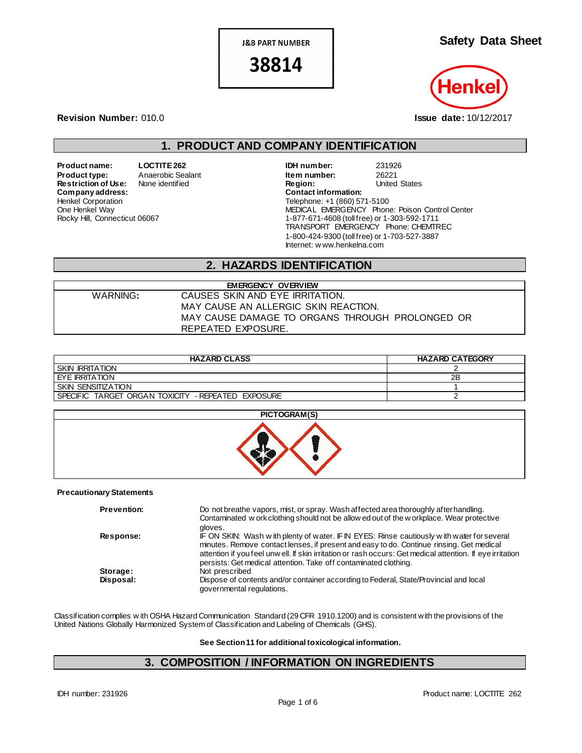J&B PART NUMBER

**38814**

# Safety Data Sheet

**Revision Number:** 010.0

**Issue date:** 10/12/2017

## 1. PRODUCT AND COMPANY IDENTIFICATION

**Product name:** LOCTITE 262
**Product type:** Anaerobic Sealant
**Restriction of Use:** None identified
**Company address:**
Henkel Corporation
One Henkel Way
Rocky Hill, Connecticut 06067

**IDH number:** 231926
**Item number:** 26221
**Region:** United States
**Contact information:**
Telephone: +1 (860) 571-5100
MEDICAL EMERGENCY Phone: Poison Control Center
1-877-671-4608 (toll free) or 1-303-592-1711
TRANSPORT EMERGENCY Phone: CHEMTREC
1-800-424-9300 (toll free) or 1-703-527-3887
Internet: www.henkelna.com

## 2. HAZARDS IDENTIFICATION

| EMERGENCY OVERVIEW | |
|---|---|
| WARNING: | CAUSES SKIN AND EYE IRRITATION.<br>MAY CAUSE AN ALLERGIC SKIN REACTION.<br>MAY CAUSE DAMAGE TO ORGANS THROUGH PROLONGED OR REPEATED EXPOSURE. |

| HAZARD CLASS | HAZARD CATEGORY |
|---|---|
| SKIN IRRITATION | 2 |
| EYE IRRITATION | 2B |
| SKIN SENSITIZATION | 1 |
| SPECIFIC TARGET ORGAN TOXICITY - REPEATED EXPOSURE | 2 |

**PICTOGRAM(S)**

**Precautionary Statements**

| | |
|---|---|
| **Prevention:** | Do not breathe vapors, mist, or spray. Wash affected area thoroughly after handling. Contaminated work clothing should not be allowed out of the workplace. Wear protective gloves. |
| **Response:** | IF ON SKIN: Wash with plenty of water. IF IN EYES: Rinse cautiously with water for several minutes. Remove contact lenses, if present and easy to do. Continue rinsing. Get medical attention if you feel unwell. If skin irritation or rash occurs: Get medical attention. If eye irritation persists: Get medical attention. Take off contaminated clothing. |
| **Storage:** | Not prescribed |
| **Disposal:** | Dispose of contents and/or container according to Federal, State/Provincial and local governmental regulations. |

Classification complies with OSHA Hazard Communication Standard (29 CFR 1910.1200) and is consistent with the provisions of the United Nations Globally Harmonized System of Classification and Labeling of Chemicals (GHS).

**See Section 11 for additional toxicological information.**

## 3. COMPOSITION / INFORMATION ON INGREDIENTS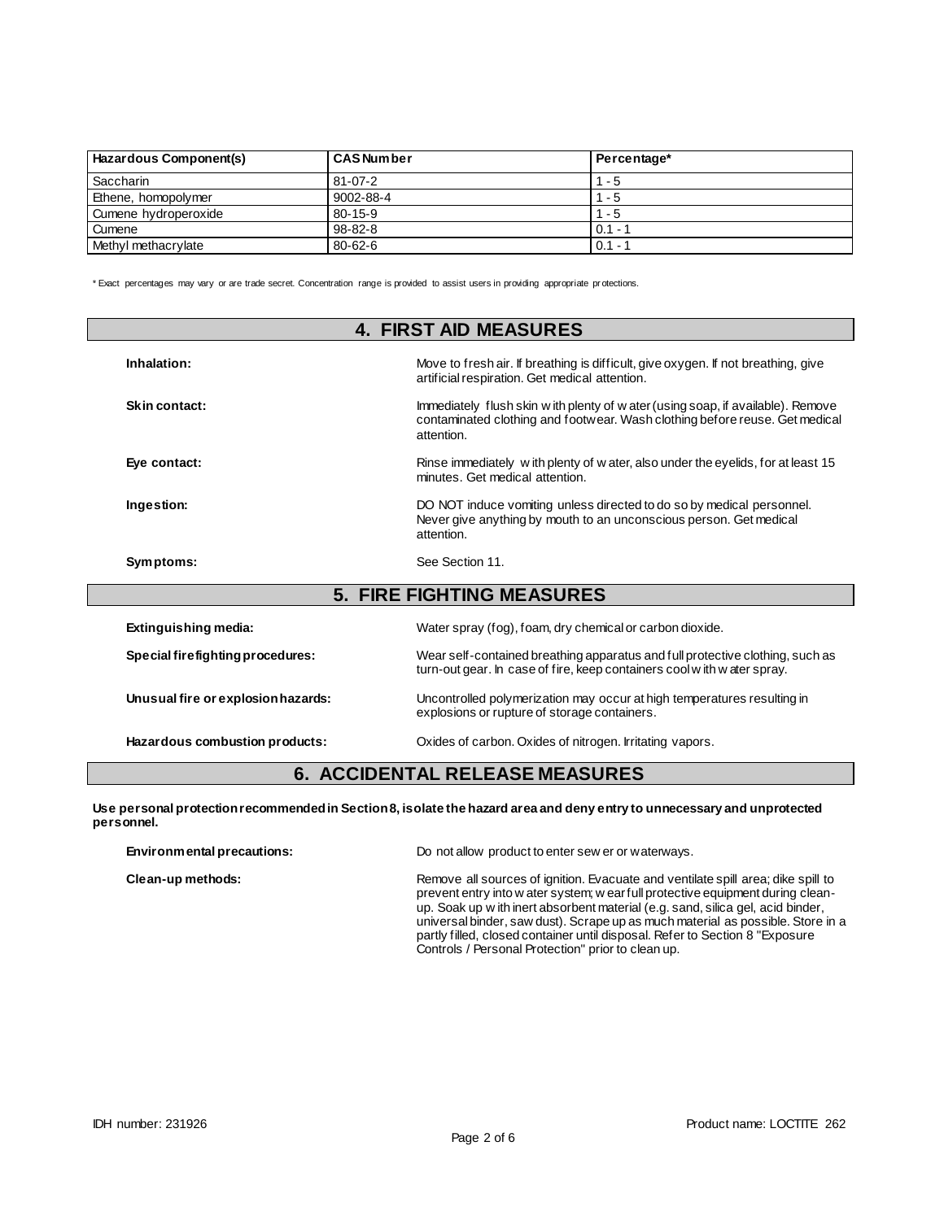| Hazardous Component(s) | CAS Number | Percentage* |
| --- | --- | --- |
| Saccharin | 81-07-2 | 1 - 5 |
| Ethene, homopolymer | 9002-88-4 | 1 - 5 |
| Cumene hydroperoxide | 80-15-9 | 1 - 5 |
| Cumene | 98-82-8 | 0.1 - 1 |
| Methyl methacrylate | 80-62-6 | 0.1 - 1 |

* Exact percentages may vary or are trade secret. Concentration range is provided to assist users in providing appropriate protections.

## 4. FIRST AID MEASURES

**Inhalation:** Move to fresh air. If breathing is difficult, give oxygen. If not breathing, give artificial respiration. Get medical attention.

**Skin contact:** Immediately flush skin with plenty of water (using soap, if available). Remove contaminated clothing and footwear. Wash clothing before reuse. Get medical attention.

**Eye contact:** Rinse immediately with plenty of water, also under the eyelids, for at least 15 minutes. Get medical attention.

**Ingestion:** DO NOT induce vomiting unless directed to do so by medical personnel. Never give anything by mouth to an unconscious person. Get medical attention.

**Symptoms:** See Section 11.

## 5. FIRE FIGHTING MEASURES

**Extinguishing media:** Water spray (fog), foam, dry chemical or carbon dioxide.

**Special firefighting procedures:** Wear self-contained breathing apparatus and full protective clothing, such as turn-out gear. In case of fire, keep containers cool with water spray.

**Unusual fire or explosion hazards:** Uncontrolled polymerization may occur at high temperatures resulting in explosions or rupture of storage containers.

**Hazardous combustion products:** Oxides of carbon. Oxides of nitrogen. Irritating vapors.

## 6. ACCIDENTAL RELEASE MEASURES

**Use personal protection recommended in Section 8, isolate the hazard area and deny entry to unnecessary and unprotected personnel.**

**Environmental precautions:** Do not allow product to enter sewer or waterways.

**Clean-up methods:** Remove all sources of ignition. Evacuate and ventilate spill area; dike spill to prevent entry into water system; wear full protective equipment during clean-up. Soak up with inert absorbent material (e.g. sand, silica gel, acid binder, universal binder, saw dust). Scrape up as much material as possible. Store in a partly filled, closed container until disposal. Refer to Section 8 "Exposure Controls / Personal Protection" prior to clean up.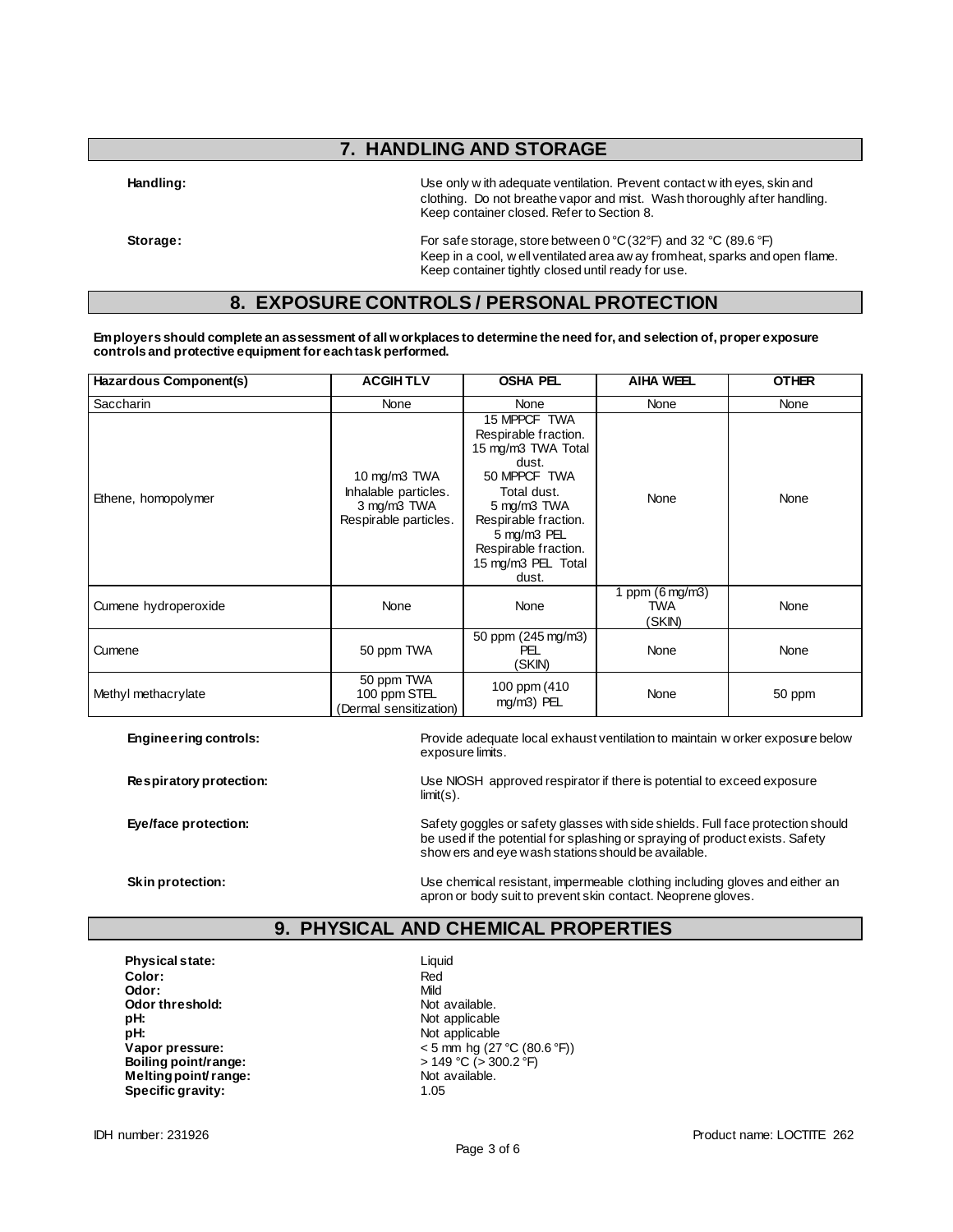## 7. HANDLING AND STORAGE

**Handling:** Use only with adequate ventilation. Prevent contact with eyes, skin and clothing. Do not breathe vapor and mist. Wash thoroughly after handling. Keep container closed. Refer to Section 8.

**Storage:** For safe storage, store between 0 °C (32°F) and 32 °C (89.6 °F) Keep in a cool, well ventilated area away from heat, sparks and open flame. Keep container tightly closed until ready for use.

## 8. EXPOSURE CONTROLS / PERSONAL PROTECTION

**Employers should complete an assessment of all workplaces to determine the need for, and selection of, proper exposure controls and protective equipment for each task performed.**

| Hazardous Component(s) | ACGIH TLV | OSHA PEL | AIHA WEEL | OTHER |
|---|---|---|---|---|
| Saccharin | None | None | None | None |
| Ethene, homopolymer | 10 mg/m3 TWA Inhalable particles. 3 mg/m3 TWA Respirable particles. | 15 MPPCF TWA Respirable fraction. 15 mg/m3 TWA Total dust. 50 MPPCF TWA Total dust. 5 mg/m3 TWA Respirable fraction. 5 mg/m3 PEL Respirable fraction. 15 mg/m3 PEL Total dust. | None | None |
| Cumene hydroperoxide | None | None | 1 ppm (6 mg/m3) TWA (SKIN) | None |
| Cumene | 50 ppm TWA | 50 ppm (245 mg/m3) PEL (SKIN) | None | None |
| Methyl methacrylate | 50 ppm TWA 100 ppm STEL (Dermal sensitization) | 100 ppm (410 mg/m3) PEL | None | 50 ppm |

**Engineering controls:** Provide adequate local exhaust ventilation to maintain worker exposure below exposure limits.

**Respiratory protection:** Use NIOSH approved respirator if there is potential to exceed exposure limit(s).

**Eye/face protection:** Safety goggles or safety glasses with side shields. Full face protection should be used if the potential for splashing or spraying of product exists. Safety showers and eye wash stations should be available.

**Skin protection:** Use chemical resistant, impermeable clothing including gloves and either an apron or body suit to prevent skin contact. Neoprene gloves.

## 9. PHYSICAL AND CHEMICAL PROPERTIES

**Physical state:** Liquid
**Color:** Red
**Odor:** Mild
**Odor threshold:** Not available.
**pH:** Not applicable
**pH:** Not applicable
**Vapor pressure:** < 5 mm hg (27 °C (80.6 °F))
**Boiling point/range:** > 149 °C (> 300.2 °F)
**Melting point/ range:** Not available.
**Specific gravity:** 1.05

IDH number: 231926

Product name: LOCTITE 262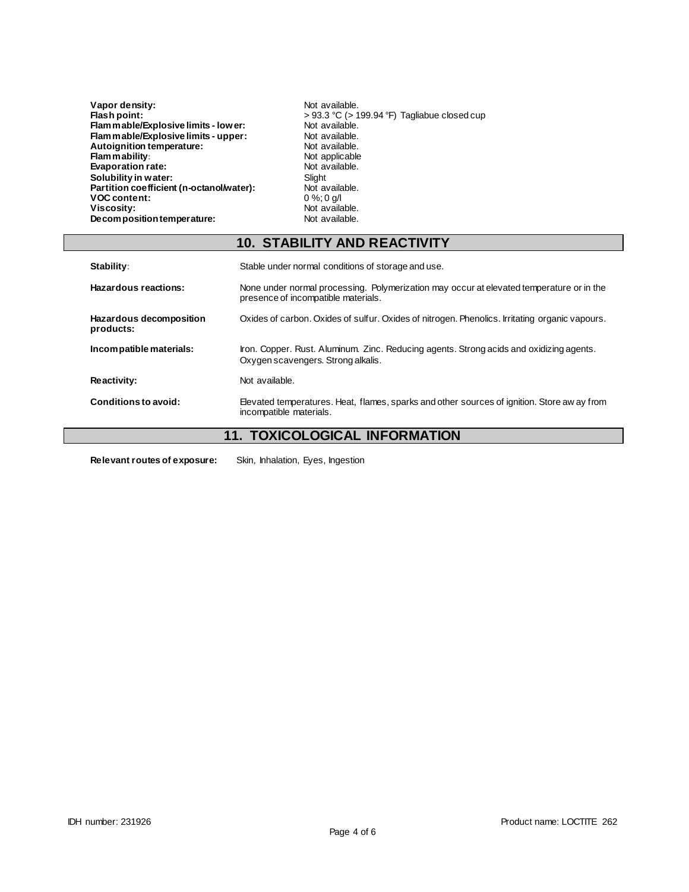| | |
|---|---|
| **Vapor density:** | Not available. |
| **Flash point:** | > 93.3 °C (> 199.94 °F) Tagliabue closed cup |
| **Flammable/Explosive limits - lower:** | Not available. |
| **Flammable/Explosive limits - upper:** | Not available. |
| **Autoignition temperature:** | Not available. |
| **Flammability:** | Not applicable |
| **Evaporation rate:** | Not available. |
| **Solubility in water:** | Slight |
| **Partition coefficient (n-octanol/water):** | Not available. |
| **VOC content:** | 0 %; 0 g/l |
| **Viscosity:** | Not available. |
| **Decomposition temperature:** | Not available. |

## 10. STABILITY AND REACTIVITY

| | |
|---|---|
| **Stability:** | Stable under normal conditions of storage and use. |
| **Hazardous reactions:** | None under normal processing. Polymerization may occur at elevated temperature or in the presence of incompatible materials. |
| **Hazardous decomposition products:** | Oxides of carbon. Oxides of sulfur. Oxides of nitrogen. Phenolics. Irritating organic vapours. |
| **Incompatible materials:** | Iron. Copper. Rust. Aluminum. Zinc. Reducing agents. Strong acids and oxidizing agents. Oxygen scavengers. Strong alkalis. |
| **Reactivity:** | Not available. |
| **Conditions to avoid:** | Elevated temperatures. Heat, flames, sparks and other sources of ignition. Store away from incompatible materials. |

## 11. TOXICOLOGICAL INFORMATION

**Relevant routes of exposure:** Skin, Inhalation, Eyes, Ingestion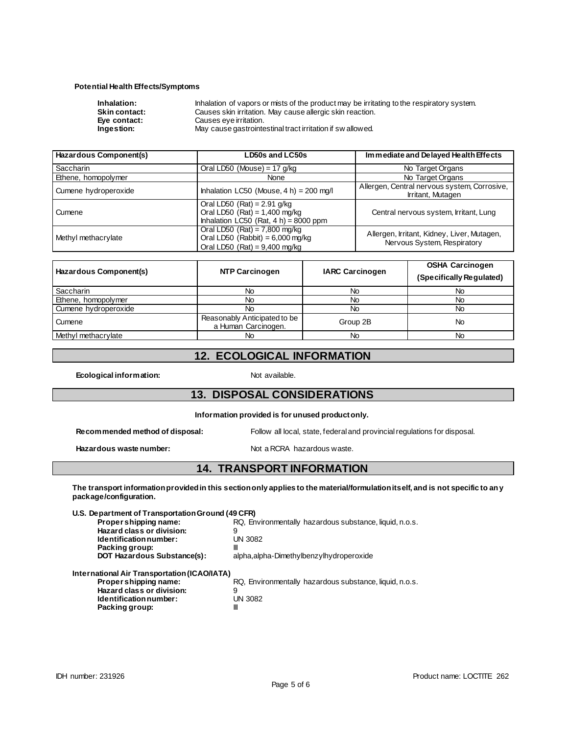**Potential Health Effects/Symptoms**

**Inhalation:** Inhalation of vapors or mists of the product may be irritating to the respiratory system.
**Skin contact:** Causes skin irritation. May cause allergic skin reaction.
**Eye contact:** Causes eye irritation.
**Ingestion:** May cause gastrointestinal tract irritation if swallowed.

| Hazardous Component(s) | LD50s and LC50s | Immediate and Delayed Health Effects |
|---|---|---|
| Saccharin | Oral LD50 (Mouse) = 17 g/kg | No Target Organs |
| Ethene, homopolymer | None | No Target Organs |
| Cumene hydroperoxide | Inhalation LC50 (Mouse, 4 h) = 200 mg/l | Allergen, Central nervous system, Corrosive, Irritant, Mutagen |
| Cumene | Oral LD50 (Rat) = 2.91 g/kg<br>Oral LD50 (Rat) = 1,400 mg/kg<br>Inhalation LC50 (Rat, 4 h) = 8000 ppm | Central nervous system, Irritant, Lung |
| Methyl methacrylate | Oral LD50 (Rat) = 7,800 mg/kg<br>Oral LD50 (Rabbit) = 6,000 mg/kg<br>Oral LD50 (Rat) = 9,400 mg/kg | Allergen, Irritant, Kidney, Liver, Mutagen, Nervous System, Respiratory |

| Hazardous Component(s) | NTP Carcinogen | IARC Carcinogen | OSHA Carcinogen (Specifically Regulated) |
|---|---|---|---|
| Saccharin | No | No | No |
| Ethene, homopolymer | No | No | No |
| Cumene hydroperoxide | No | No | No |
| Cumene | Reasonably Anticipated to be a Human Carcinogen. | Group 2B | No |
| Methyl methacrylate | No | No | No |

## 12. ECOLOGICAL INFORMATION

**Ecological information:** Not available.

## 13. DISPOSAL CONSIDERATIONS

**Information provided is for unused product only.**

**Recommended method of disposal:** Follow all local, state, federal and provincial regulations for disposal.

**Hazardous waste number:** Not a RCRA hazardous waste.

## 14. TRANSPORT INFORMATION

**The transport information provided in this section only applies to the material/formulation itself, and is not specific to any package/configuration.**

**U.S. Department of Transportation Ground (49 CFR)**

**Proper shipping name:** RQ, Environmentally hazardous substance, liquid, n.o.s.
**Hazard class or division:** 9
**Identification number:** UN 3082
**Packing group:** III
**DOT Hazardous Substance(s):** alpha,alpha-Dimethylbenzylhydroperoxide

**International Air Transportation (ICAO/IATA)**

**Proper shipping name:** RQ, Environmentally hazardous substance, liquid, n.o.s.
**Hazard class or division:** 9
**Identification number:** UN 3082
**Packing group:** III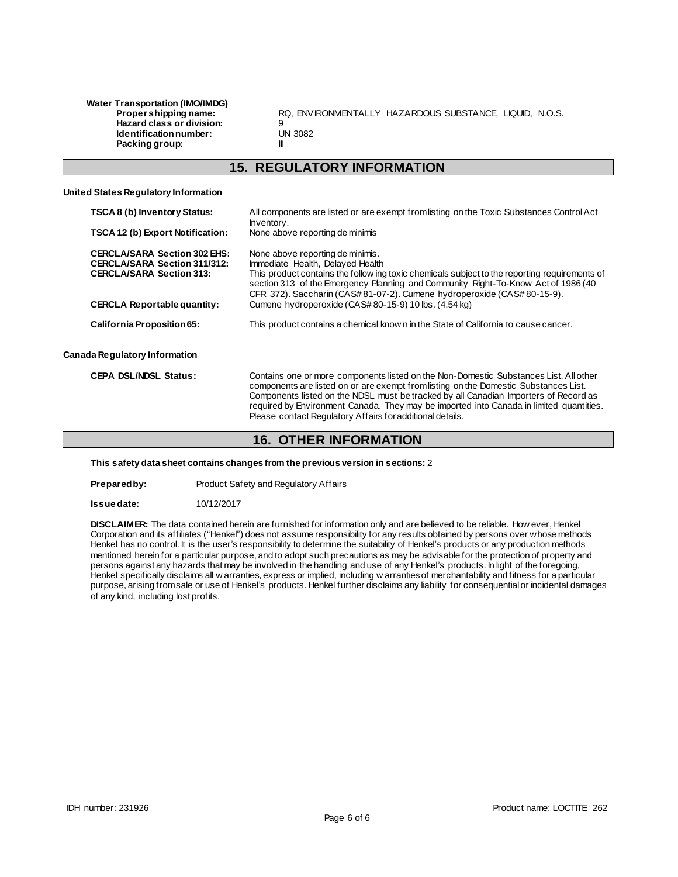**Water Transportation (IMO/IMDG)**

| | |
|---|---|
| **Proper shipping name:** | RQ, ENVIRONMENTALLY HAZARDOUS SUBSTANCE, LIQUID, N.O.S. |
| **Hazard class or division:** | 9 |
| **Identification number:** | UN 3082 |
| **Packing group:** | III |

## 15. REGULATORY INFORMATION

**United States Regulatory Information**

| | |
|---|---|
| **TSCA 8 (b) Inventory Status:** | All components are listed or are exempt from listing on the Toxic Substances Control Act Inventory. |
| **TSCA 12 (b) Export Notification:** | None above reporting de minimis |
| **CERCLA/SARA Section 302 EHS:** | None above reporting de minimis. |
| **CERCLA/SARA Section 311/312:** | Immediate Health, Delayed Health |
| **CERCLA/SARA Section 313:** | This product contains the following toxic chemicals subject to the reporting requirements of section 313 of the Emergency Planning and Community Right-To-Know Act of 1986 (40 CFR 372). Saccharin (CAS# 81-07-2). Cumene hydroperoxide (CAS# 80-15-9). |
| **CERCLA Reportable quantity:** | Cumene hydroperoxide (CAS# 80-15-9) 10 lbs. (4.54 kg) |
| **California Proposition 65:** | This product contains a chemical known in the State of California to cause cancer. |

**Canada Regulatory Information**

| | |
|---|---|
| **CEPA DSL/NDSL Status:** | Contains one or more components listed on the Non-Domestic Substances List. All other components are listed on or are exempt from listing on the Domestic Substances List. Components listed on the NDSL must be tracked by all Canadian Importers of Record as required by Environment Canada. They may be imported into Canada in limited quantities. Please contact Regulatory Affairs for additional details. |

## 16. OTHER INFORMATION

**This safety data sheet contains changes from the previous version in sections:** 2

**Prepared by:** Product Safety and Regulatory Affairs

**Issue date:** 10/12/2017

**DISCLAIMER:** The data contained herein are furnished for information only and are believed to be reliable. However, Henkel Corporation and its affiliates ("Henkel") does not assume responsibility for any results obtained by persons over whose methods Henkel has no control. It is the user's responsibility to determine the suitability of Henkel's products or any production methods mentioned herein for a particular purpose, and to adopt such precautions as may be advisable for the protection of property and persons against any hazards that may be involved in the handling and use of any Henkel's products. In light of the foregoing, Henkel specifically disclaims all warranties, express or implied, including warranties of merchantability and fitness for a particular purpose, arising from sale or use of Henkel's products. Henkel further disclaims any liability for consequential or incidental damages of any kind, including lost profits.

IDH number: 231926

Product name: LOCTITE 262